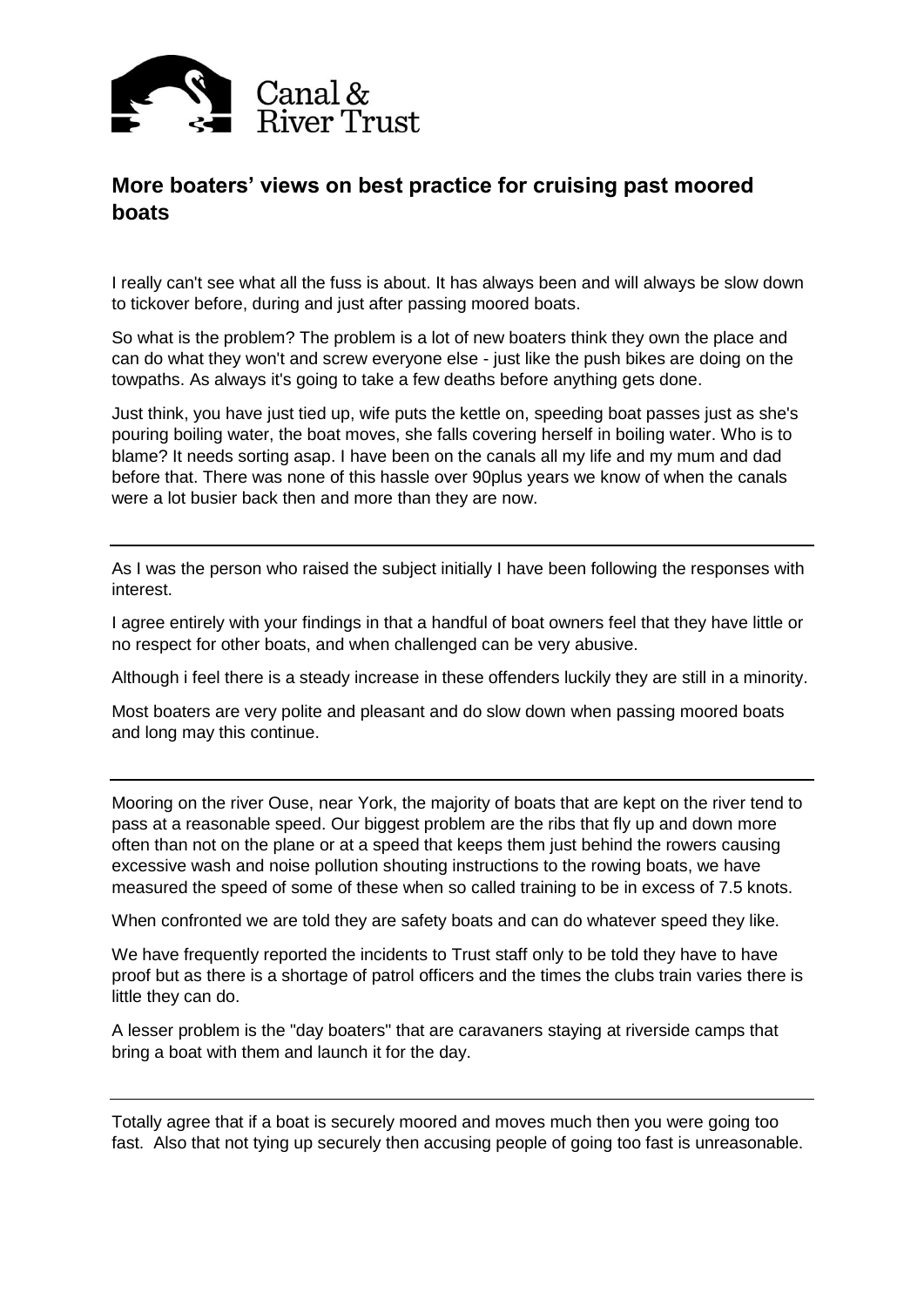Canal & River Trust

## More boaters' views on best practice for cruising past moored boats

I really can't see what all the fuss is about. It has always been and will always be slow down to tickover before, during and just after passing moored boats.

So what is the problem? The problem is a lot of new boaters think they own the place and can do what they won't and screw everyone else - just like the push bikes are doing on the towpaths. As always it's going to take a few deaths before anything gets done.

Just think, you have just tied up, wife puts the kettle on, speeding boat passes just as she's pouring boiling water, the boat moves, she falls covering herself in boiling water. Who is to blame? It needs sorting asap. I have been on the canals all my life and my mum and dad before that. There was none of this hassle over 90plus years we know of when the canals were a lot busier back then and more than they are now.

---

As I was the person who raised the subject initially I have been following the responses with interest.

I agree entirely with your findings in that a handful of boat owners feel that they have little or no respect for other boats, and when challenged can be very abusive.

Although i feel there is a steady increase in these offenders luckily they are still in a minority.

Most boaters are very polite and pleasant and do slow down when passing moored boats and long may this continue.

---

Mooring on the river Ouse, near York, the majority of boats that are kept on the river tend to pass at a reasonable speed. Our biggest problem are the ribs that fly up and down more often than not on the plane or at a speed that keeps them just behind the rowers causing excessive wash and noise pollution shouting instructions to the rowing boats, we have measured the speed of some of these when so called training to be in excess of 7.5 knots.

When confronted we are told they are safety boats and can do whatever speed they like.

We have frequently reported the incidents to Trust staff only to be told they have to have proof but as there is a shortage of patrol officers and the times the clubs train varies there is little they can do.

A lesser problem is the "day boaters" that are caravaners staying at riverside camps that bring a boat with them and launch it for the day.

---

Totally agree that if a boat is securely moored and moves much then you were going too fast. Also that not tying up securely then accusing people of going too fast is unreasonable.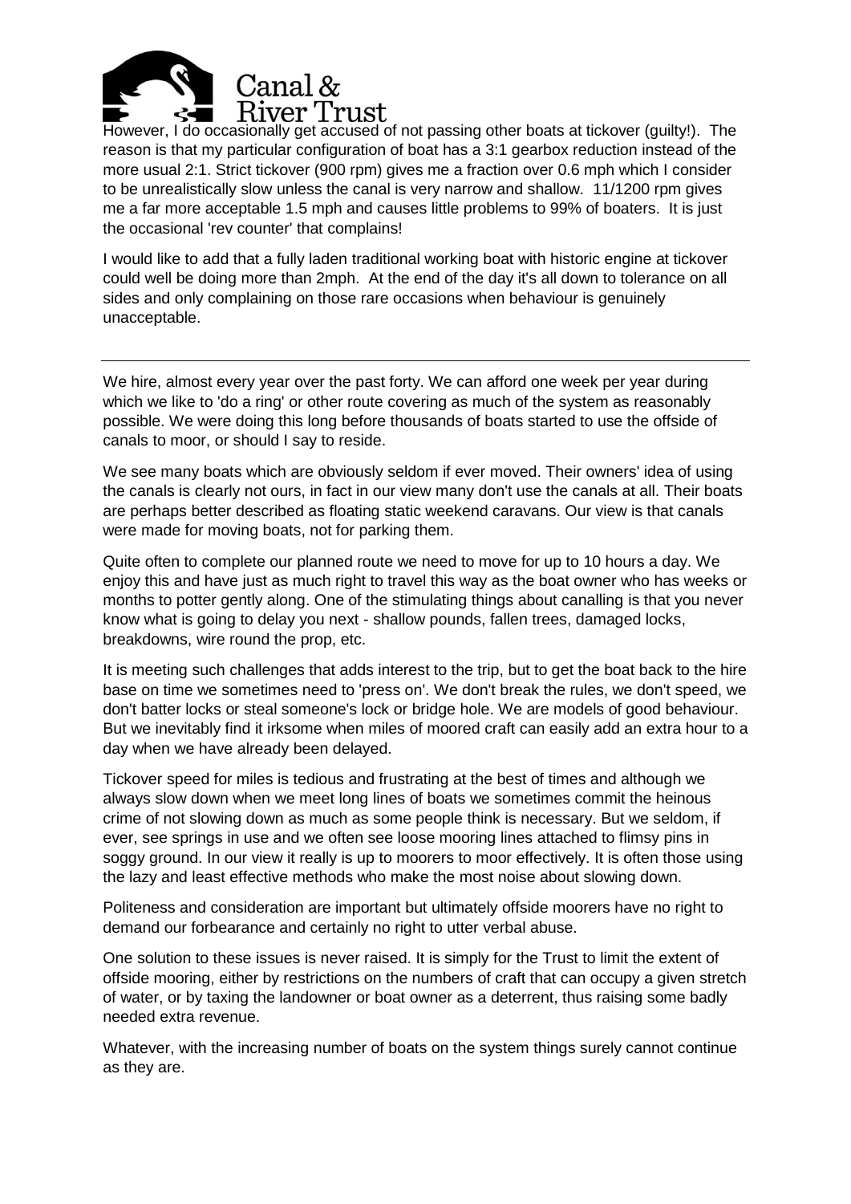However, I do occasionally get accused of not passing other boats at tickover (guilty!). The reason is that my particular configuration of boat has a 3:1 gearbox reduction instead of the more usual 2:1. Strict tickover (900 rpm) gives me a fraction over 0.6 mph which I consider to be unrealistically slow unless the canal is very narrow and shallow. 11/1200 rpm gives me a far more acceptable 1.5 mph and causes little problems to 99% of boaters. It is just the occasional 'rev counter' that complains!

I would like to add that a fully laden traditional working boat with historic engine at tickover could well be doing more than 2mph. At the end of the day it's all down to tolerance on all sides and only complaining on those rare occasions when behaviour is genuinely unacceptable.

---

We hire, almost every year over the past forty. We can afford one week per year during which we like to 'do a ring' or other route covering as much of the system as reasonably possible. We were doing this long before thousands of boats started to use the offside of canals to moor, or should I say to reside.

We see many boats which are obviously seldom if ever moved. Their owners' idea of using the canals is clearly not ours, in fact in our view many don't use the canals at all. Their boats are perhaps better described as floating static weekend caravans. Our view is that canals were made for moving boats, not for parking them.

Quite often to complete our planned route we need to move for up to 10 hours a day. We enjoy this and have just as much right to travel this way as the boat owner who has weeks or months to potter gently along. One of the stimulating things about canalling is that you never know what is going to delay you next - shallow pounds, fallen trees, damaged locks, breakdowns, wire round the prop, etc.

It is meeting such challenges that adds interest to the trip, but to get the boat back to the hire base on time we sometimes need to 'press on'. We don't break the rules, we don't speed, we don't batter locks or steal someone's lock or bridge hole. We are models of good behaviour. But we inevitably find it irksome when miles of moored craft can easily add an extra hour to a day when we have already been delayed.

Tickover speed for miles is tedious and frustrating at the best of times and although we always slow down when we meet long lines of boats we sometimes commit the heinous crime of not slowing down as much as some people think is necessary. But we seldom, if ever, see springs in use and we often see loose mooring lines attached to flimsy pins in soggy ground. In our view it really is up to moorers to moor effectively. It is often those using the lazy and least effective methods who make the most noise about slowing down.

Politeness and consideration are important but ultimately offside moorers have no right to demand our forbearance and certainly no right to utter verbal abuse.

One solution to these issues is never raised. It is simply for the Trust to limit the extent of offside mooring, either by restrictions on the numbers of craft that can occupy a given stretch of water, or by taxing the landowner or boat owner as a deterrent, thus raising some badly needed extra revenue.

Whatever, with the increasing number of boats on the system things surely cannot continue as they are.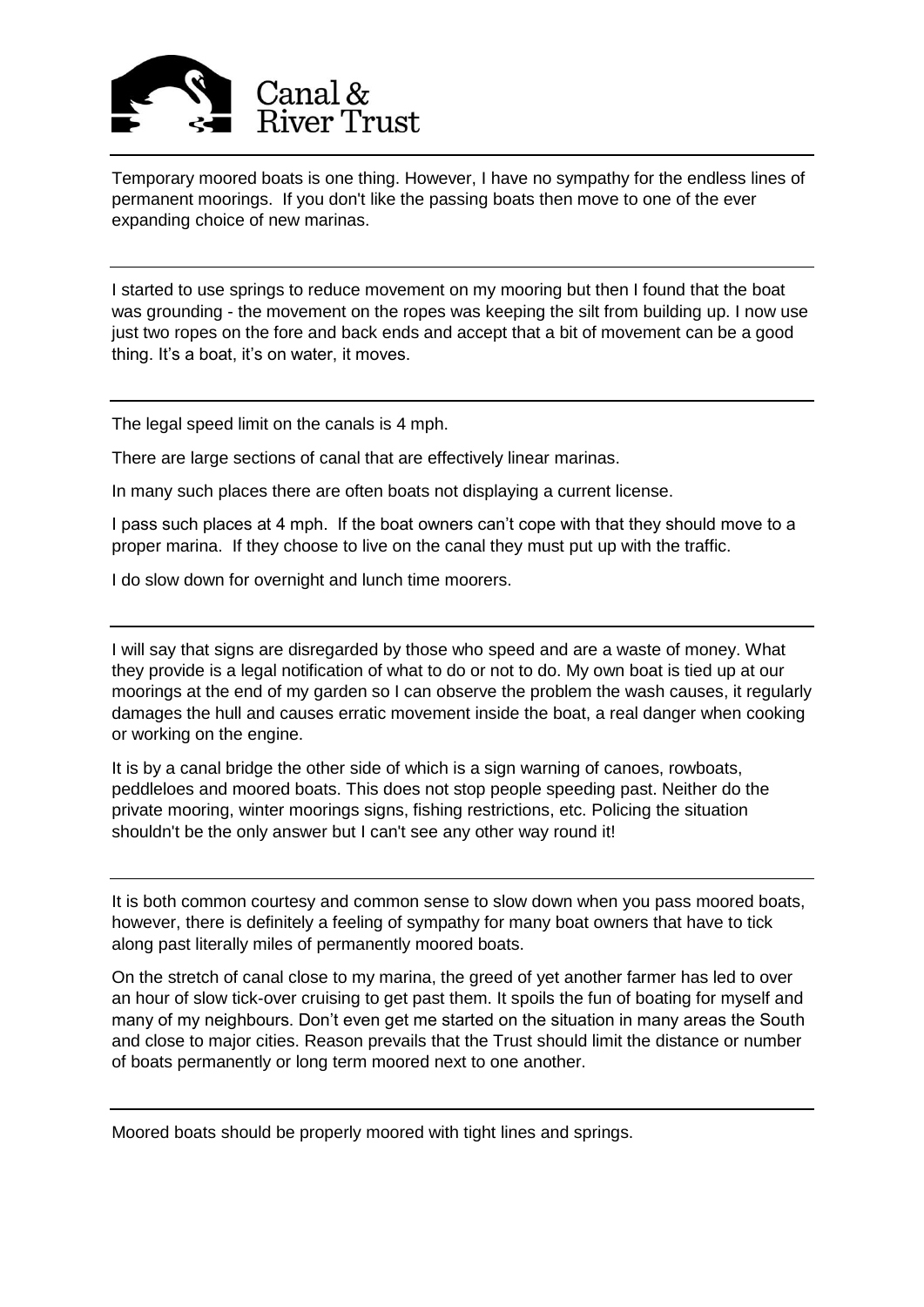Temporary moored boats is one thing. However, I have no sympathy for the endless lines of permanent moorings. If you don't like the passing boats then move to one of the ever expanding choice of new marinas.

---

I started to use springs to reduce movement on my mooring but then I found that the boat was grounding - the movement on the ropes was keeping the silt from building up. I now use just two ropes on the fore and back ends and accept that a bit of movement can be a good thing. It's a boat, it's on water, it moves.

---

The legal speed limit on the canals is 4 mph.

There are large sections of canal that are effectively linear marinas.

In many such places there are often boats not displaying a current license.

I pass such places at 4 mph. If the boat owners can't cope with that they should move to a proper marina. If they choose to live on the canal they must put up with the traffic.

I do slow down for overnight and lunch time moorers.

---

I will say that signs are disregarded by those who speed and are a waste of money. What they provide is a legal notification of what to do or not to do. My own boat is tied up at our moorings at the end of my garden so I can observe the problem the wash causes, it regularly damages the hull and causes erratic movement inside the boat, a real danger when cooking or working on the engine.

It is by a canal bridge the other side of which is a sign warning of canoes, rowboats, peddleloes and moored boats. This does not stop people speeding past. Neither do the private mooring, winter moorings signs, fishing restrictions, etc. Policing the situation shouldn't be the only answer but I can't see any other way round it!

---

It is both common courtesy and common sense to slow down when you pass moored boats, however, there is definitely a feeling of sympathy for many boat owners that have to tick along past literally miles of permanently moored boats.

On the stretch of canal close to my marina, the greed of yet another farmer has led to over an hour of slow tick-over cruising to get past them. It spoils the fun of boating for myself and many of my neighbours. Don't even get me started on the situation in many areas the South and close to major cities. Reason prevails that the Trust should limit the distance or number of boats permanently or long term moored next to one another.

---

Moored boats should be properly moored with tight lines and springs.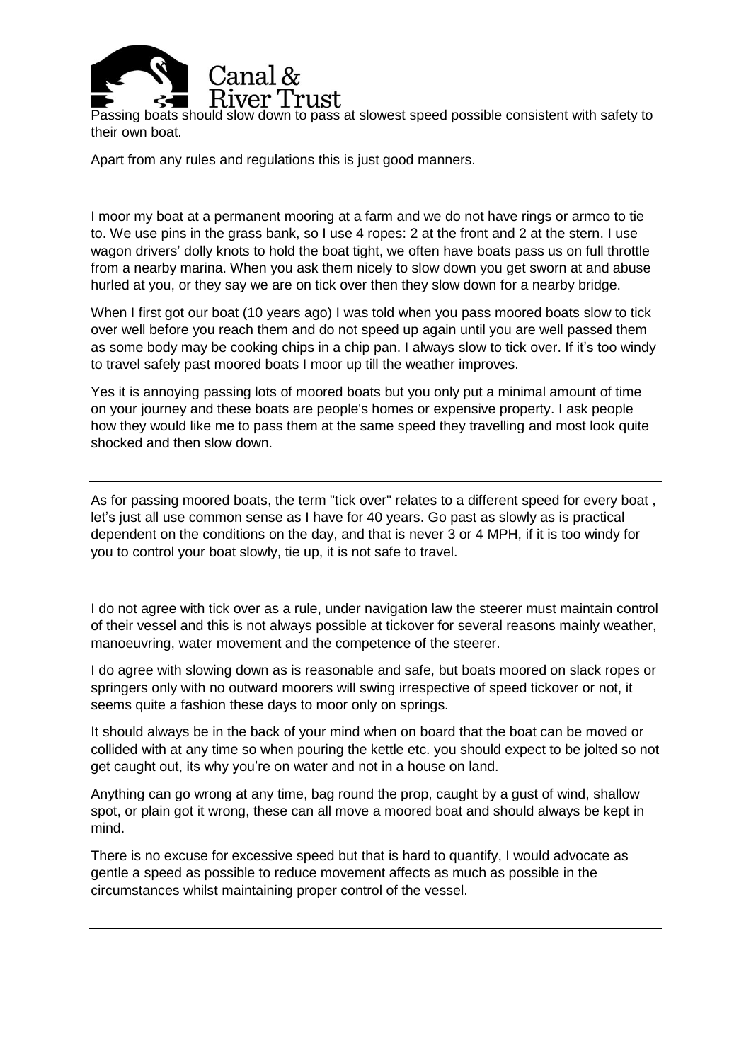Passing boats should slow down to pass at slowest speed possible consistent with safety to their own boat.

Apart from any rules and regulations this is just good manners.

---

I moor my boat at a permanent mooring at a farm and we do not have rings or armco to tie to. We use pins in the grass bank, so I use 4 ropes: 2 at the front and 2 at the stern. I use wagon drivers' dolly knots to hold the boat tight, we often have boats pass us on full throttle from a nearby marina. When you ask them nicely to slow down you get sworn at and abuse hurled at you, or they say we are on tick over then they slow down for a nearby bridge.

When I first got our boat (10 years ago) I was told when you pass moored boats slow to tick over well before you reach them and do not speed up again until you are well passed them as some body may be cooking chips in a chip pan. I always slow to tick over. If it's too windy to travel safely past moored boats I moor up till the weather improves.

Yes it is annoying passing lots of moored boats but you only put a minimal amount of time on your journey and these boats are people's homes or expensive property. I ask people how they would like me to pass them at the same speed they travelling and most look quite shocked and then slow down.

---

As for passing moored boats, the term "tick over" relates to a different speed for every boat , let's just all use common sense as I have for 40 years. Go past as slowly as is practical dependent on the conditions on the day, and that is never 3 or 4 MPH, if it is too windy for you to control your boat slowly, tie up, it is not safe to travel.

---

I do not agree with tick over as a rule, under navigation law the steerer must maintain control of their vessel and this is not always possible at tickover for several reasons mainly weather, manoeuvring, water movement and the competence of the steerer.

I do agree with slowing down as is reasonable and safe, but boats moored on slack ropes or springers only with no outward moorers will swing irrespective of speed tickover or not, it seems quite a fashion these days to moor only on springs.

It should always be in the back of your mind when on board that the boat can be moved or collided with at any time so when pouring the kettle etc. you should expect to be jolted so not get caught out, its why you're on water and not in a house on land.

Anything can go wrong at any time, bag round the prop, caught by a gust of wind, shallow spot, or plain got it wrong, these can all move a moored boat and should always be kept in mind.

There is no excuse for excessive speed but that is hard to quantify, I would advocate as gentle a speed as possible to reduce movement affects as much as possible in the circumstances whilst maintaining proper control of the vessel.

---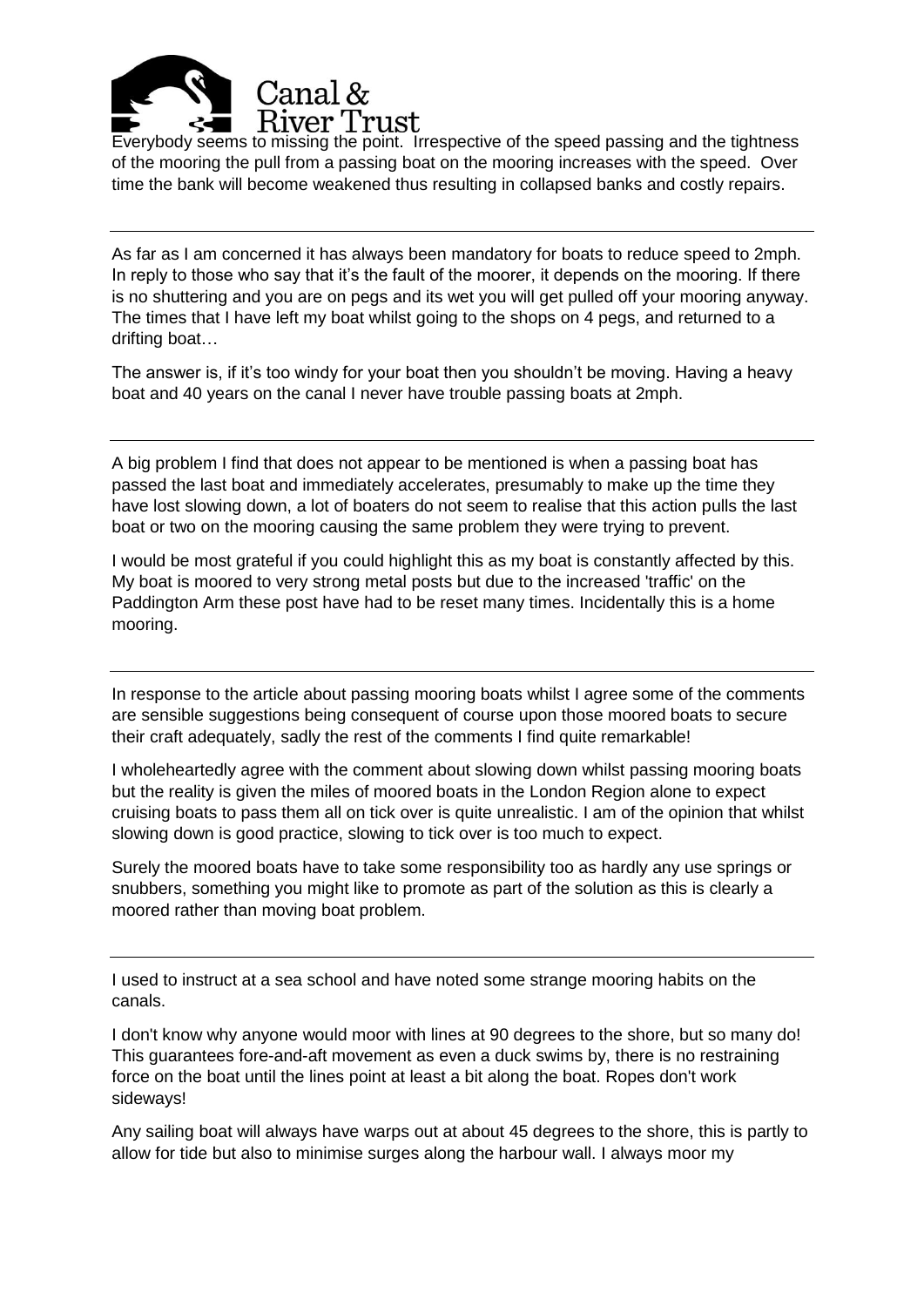Everybody seems to missing the point. Irrespective of the speed passing and the tightness of the mooring the pull from a passing boat on the mooring increases with the speed. Over time the bank will become weakened thus resulting in collapsed banks and costly repairs.

---

As far as I am concerned it has always been mandatory for boats to reduce speed to 2mph. In reply to those who say that it's the fault of the moorer, it depends on the mooring. If there is no shuttering and you are on pegs and its wet you will get pulled off your mooring anyway. The times that I have left my boat whilst going to the shops on 4 pegs, and returned to a drifting boat…

The answer is, if it's too windy for your boat then you shouldn't be moving. Having a heavy boat and 40 years on the canal I never have trouble passing boats at 2mph.

---

A big problem I find that does not appear to be mentioned is when a passing boat has passed the last boat and immediately accelerates, presumably to make up the time they have lost slowing down, a lot of boaters do not seem to realise that this action pulls the last boat or two on the mooring causing the same problem they were trying to prevent.

I would be most grateful if you could highlight this as my boat is constantly affected by this. My boat is moored to very strong metal posts but due to the increased 'traffic' on the Paddington Arm these post have had to be reset many times. Incidentally this is a home mooring.

---

In response to the article about passing mooring boats whilst I agree some of the comments are sensible suggestions being consequent of course upon those moored boats to secure their craft adequately, sadly the rest of the comments I find quite remarkable!

I wholeheartedly agree with the comment about slowing down whilst passing mooring boats but the reality is given the miles of moored boats in the London Region alone to expect cruising boats to pass them all on tick over is quite unrealistic. I am of the opinion that whilst slowing down is good practice, slowing to tick over is too much to expect.

Surely the moored boats have to take some responsibility too as hardly any use springs or snubbers, something you might like to promote as part of the solution as this is clearly a moored rather than moving boat problem.

---

I used to instruct at a sea school and have noted some strange mooring habits on the canals.

I don't know why anyone would moor with lines at 90 degrees to the shore, but so many do! This guarantees fore-and-aft movement as even a duck swims by, there is no restraining force on the boat until the lines point at least a bit along the boat. Ropes don't work sideways!

Any sailing boat will always have warps out at about 45 degrees to the shore, this is partly to allow for tide but also to minimise surges along the harbour wall. I always moor my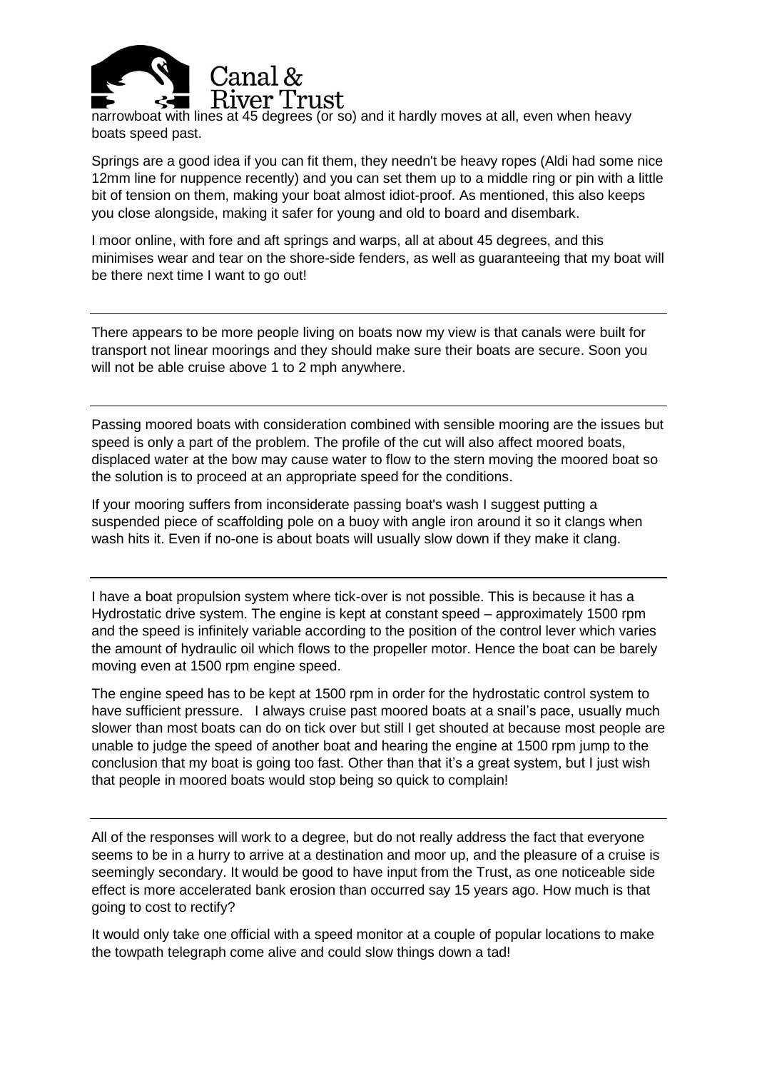narrowboat with lines at 45 degrees (or so) and it hardly moves at all, even when heavy boats speed past.

Springs are a good idea if you can fit them, they needn't be heavy ropes (Aldi had some nice 12mm line for nuppence recently) and you can set them up to a middle ring or pin with a little bit of tension on them, making your boat almost idiot-proof. As mentioned, this also keeps you close alongside, making it safer for young and old to board and disembark.

I moor online, with fore and aft springs and warps, all at about 45 degrees, and this minimises wear and tear on the shore-side fenders, as well as guaranteeing that my boat will be there next time I want to go out!

---

There appears to be more people living on boats now my view is that canals were built for transport not linear moorings and they should make sure their boats are secure. Soon you will not be able cruise above 1 to 2 mph anywhere.

---

Passing moored boats with consideration combined with sensible mooring are the issues but speed is only a part of the problem. The profile of the cut will also affect moored boats, displaced water at the bow may cause water to flow to the stern moving the moored boat so the solution is to proceed at an appropriate speed for the conditions.

If your mooring suffers from inconsiderate passing boat's wash I suggest putting a suspended piece of scaffolding pole on a buoy with angle iron around it so it clangs when wash hits it. Even if no-one is about boats will usually slow down if they make it clang.

---

I have a boat propulsion system where tick-over is not possible. This is because it has a Hydrostatic drive system. The engine is kept at constant speed – approximately 1500 rpm and the speed is infinitely variable according to the position of the control lever which varies the amount of hydraulic oil which flows to the propeller motor. Hence the boat can be barely moving even at 1500 rpm engine speed.

The engine speed has to be kept at 1500 rpm in order for the hydrostatic control system to have sufficient pressure. I always cruise past moored boats at a snail's pace, usually much slower than most boats can do on tick over but still I get shouted at because most people are unable to judge the speed of another boat and hearing the engine at 1500 rpm jump to the conclusion that my boat is going too fast. Other than that it's a great system, but I just wish that people in moored boats would stop being so quick to complain!

---

All of the responses will work to a degree, but do not really address the fact that everyone seems to be in a hurry to arrive at a destination and moor up, and the pleasure of a cruise is seemingly secondary. It would be good to have input from the Trust, as one noticeable side effect is more accelerated bank erosion than occurred say 15 years ago. How much is that going to cost to rectify?

It would only take one official with a speed monitor at a couple of popular locations to make the towpath telegraph come alive and could slow things down a tad!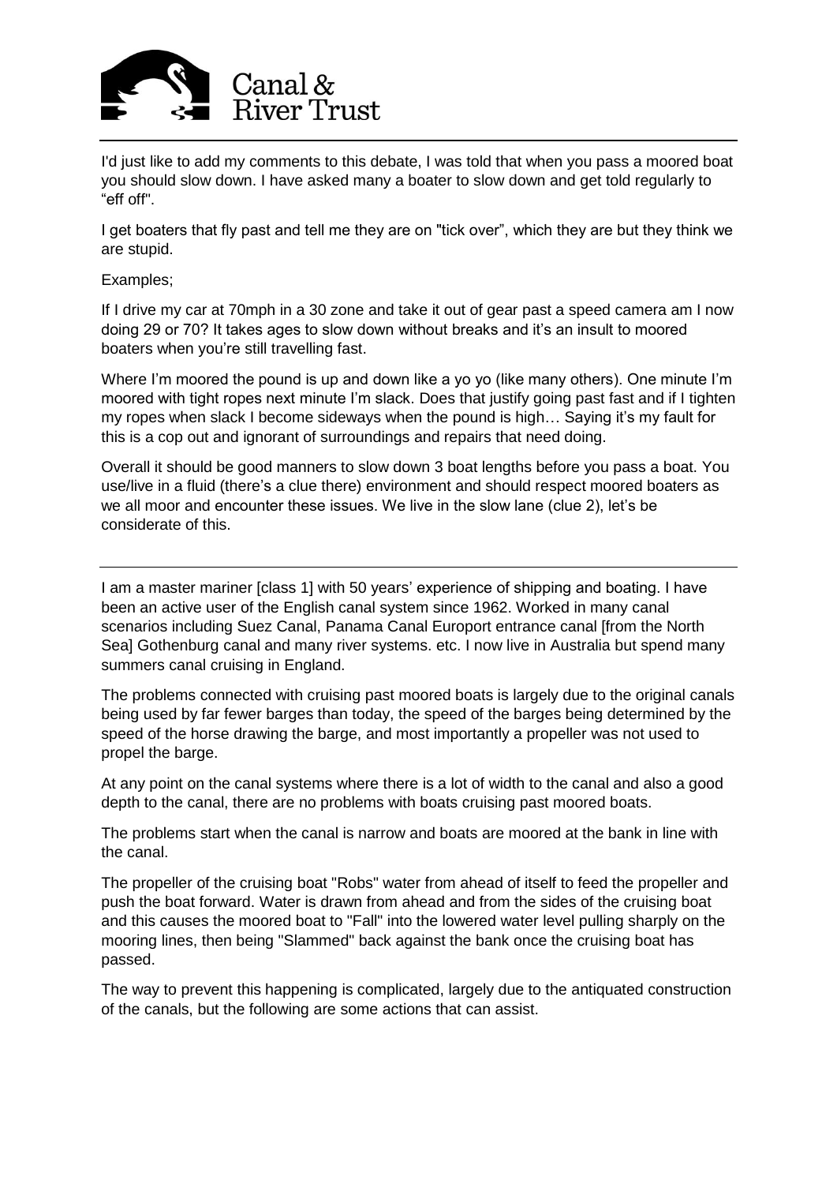I'd just like to add my comments to this debate, I was told that when you pass a moored boat you should slow down. I have asked many a boater to slow down and get told regularly to "eff off".

I get boaters that fly past and tell me they are on "tick over", which they are but they think we are stupid.

Examples;

If I drive my car at 70mph in a 30 zone and take it out of gear past a speed camera am I now doing 29 or 70? It takes ages to slow down without breaks and it's an insult to moored boaters when you're still travelling fast.

Where I'm moored the pound is up and down like a yo yo (like many others). One minute I'm moored with tight ropes next minute I'm slack. Does that justify going past fast and if I tighten my ropes when slack I become sideways when the pound is high… Saying it's my fault for this is a cop out and ignorant of surroundings and repairs that need doing.

Overall it should be good manners to slow down 3 boat lengths before you pass a boat. You use/live in a fluid (there's a clue there) environment and should respect moored boaters as we all moor and encounter these issues. We live in the slow lane (clue 2), let's be considerate of this.

---

I am a master mariner [class 1] with 50 years' experience of shipping and boating. I have been an active user of the English canal system since 1962. Worked in many canal scenarios including Suez Canal, Panama Canal Europort entrance canal [from the North Sea] Gothenburg canal and many river systems. etc. I now live in Australia but spend many summers canal cruising in England.

The problems connected with cruising past moored boats is largely due to the original canals being used by far fewer barges than today, the speed of the barges being determined by the speed of the horse drawing the barge, and most importantly a propeller was not used to propel the barge.

At any point on the canal systems where there is a lot of width to the canal and also a good depth to the canal, there are no problems with boats cruising past moored boats.

The problems start when the canal is narrow and boats are moored at the bank in line with the canal.

The propeller of the cruising boat "Robs" water from ahead of itself to feed the propeller and push the boat forward. Water is drawn from ahead and from the sides of the cruising boat and this causes the moored boat to "Fall" into the lowered water level pulling sharply on the mooring lines, then being "Slammed" back against the bank once the cruising boat has passed.

The way to prevent this happening is complicated, largely due to the antiquated construction of the canals, but the following are some actions that can assist.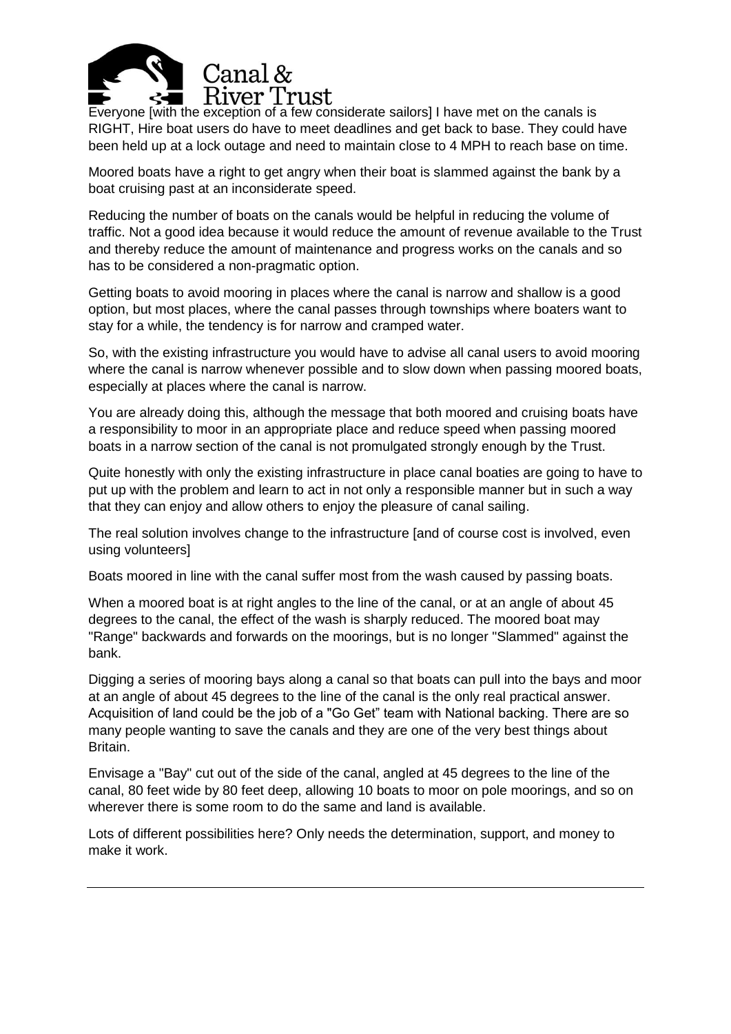Everyone [with the exception of a few considerate sailors] I have met on the canals is RIGHT, Hire boat users do have to meet deadlines and get back to base. They could have been held up at a lock outage and need to maintain close to 4 MPH to reach base on time.

Moored boats have a right to get angry when their boat is slammed against the bank by a boat cruising past at an inconsiderate speed.

Reducing the number of boats on the canals would be helpful in reducing the volume of traffic. Not a good idea because it would reduce the amount of revenue available to the Trust and thereby reduce the amount of maintenance and progress works on the canals and so has to be considered a non-pragmatic option.

Getting boats to avoid mooring in places where the canal is narrow and shallow is a good option, but most places, where the canal passes through townships where boaters want to stay for a while, the tendency is for narrow and cramped water.

So, with the existing infrastructure you would have to advise all canal users to avoid mooring where the canal is narrow whenever possible and to slow down when passing moored boats, especially at places where the canal is narrow.

You are already doing this, although the message that both moored and cruising boats have a responsibility to moor in an appropriate place and reduce speed when passing moored boats in a narrow section of the canal is not promulgated strongly enough by the Trust.

Quite honestly with only the existing infrastructure in place canal boaties are going to have to put up with the problem and learn to act in not only a responsible manner but in such a way that they can enjoy and allow others to enjoy the pleasure of canal sailing.

The real solution involves change to the infrastructure [and of course cost is involved, even using volunteers]

Boats moored in line with the canal suffer most from the wash caused by passing boats.

When a moored boat is at right angles to the line of the canal, or at an angle of about 45 degrees to the canal, the effect of the wash is sharply reduced. The moored boat may "Range" backwards and forwards on the moorings, but is no longer "Slammed" against the bank.

Digging a series of mooring bays along a canal so that boats can pull into the bays and moor at an angle of about 45 degrees to the line of the canal is the only real practical answer. Acquisition of land could be the job of a "Go Get" team with National backing. There are so many people wanting to save the canals and they are one of the very best things about Britain.

Envisage a "Bay" cut out of the side of the canal, angled at 45 degrees to the line of the canal, 80 feet wide by 80 feet deep, allowing 10 boats to moor on pole moorings, and so on wherever there is some room to do the same and land is available.

Lots of different possibilities here? Only needs the determination, support, and money to make it work.

---